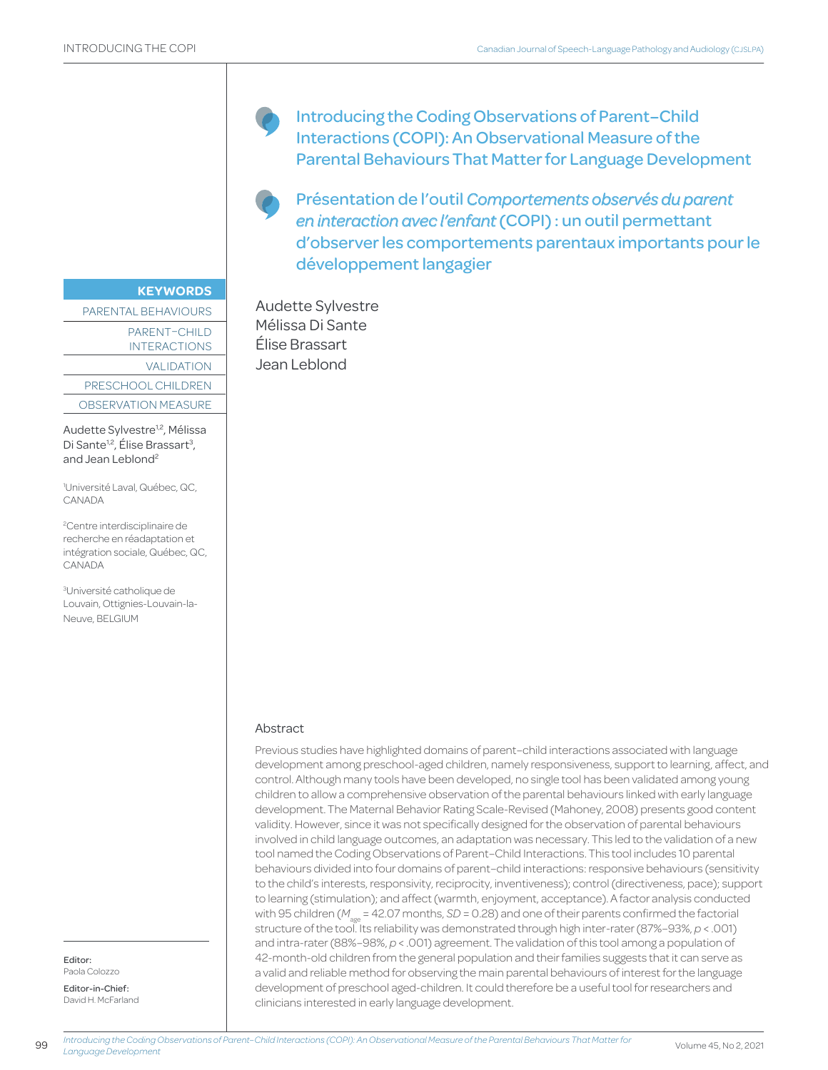# Introducing the Coding Observations of Parent–Child Interactions (COPI): An Observational Measure of the Parental Behaviours That Matter for Language Development

# Présentation de l'outil *Comportements observés du parent en interaction avec l'enfant* (COPI) : un outil permettant d'observer les comportements parentaux importants pour le développement langagier

Audette Sylvestre
Mélissa Di Sante
Élise Brassart
Jean Leblond

**KEYWORDS**

PARENTAL BEHAVIOURS

PARENT–CHILD INTERACTIONS

VALIDATION

PRESCHOOL CHILDREN

OBSERVATION MEASURE

Audette Sylvestre[1,2], Mélissa Di Sante[1,2], Élise Brassart[3], and Jean Leblond[2]

[1]Université Laval, Québec, QC, CANADA

[2]Centre interdisciplinaire de recherche en réadaptation et intégration sociale, Québec, QC, CANADA

[3]Université catholique de Louvain, Ottignies-Louvain-la-Neuve, BELGIUM

Editor:
Paola Colozzo

Editor-in-Chief:
David H. McFarland

## Abstract

Previous studies have highlighted domains of parent–child interactions associated with language development among preschool-aged children, namely responsiveness, support to learning, affect, and control. Although many tools have been developed, no single tool has been validated among young children to allow a comprehensive observation of the parental behaviours linked with early language development. The Maternal Behavior Rating Scale-Revised (Mahoney, 2008) presents good content validity. However, since it was not specifically designed for the observation of parental behaviours involved in child language outcomes, an adaptation was necessary. This led to the validation of a new tool named the Coding Observations of Parent–Child Interactions. This tool includes 10 parental behaviours divided into four domains of parent–child interactions: responsive behaviours (sensitivity to the child's interests, responsivity, reciprocity, inventiveness); control (directiveness, pace); support to learning (stimulation); and affect (warmth, enjoyment, acceptance). A factor analysis conducted with 95 children ($M_{age}$ = 42.07 months, $SD$ = 0.28) and one of their parents confirmed the factorial structure of the tool. Its reliability was demonstrated through high inter-rater (87%–93%, $p$ < .001) and intra-rater (88%–98%, $p$ < .001) agreement. The validation of this tool among a population of 42-month-old children from the general population and their families suggests that it can serve as a valid and reliable method for observing the main parental behaviours of interest for the language development of preschool aged-children. It could therefore be a useful tool for researchers and clinicians interested in early language development.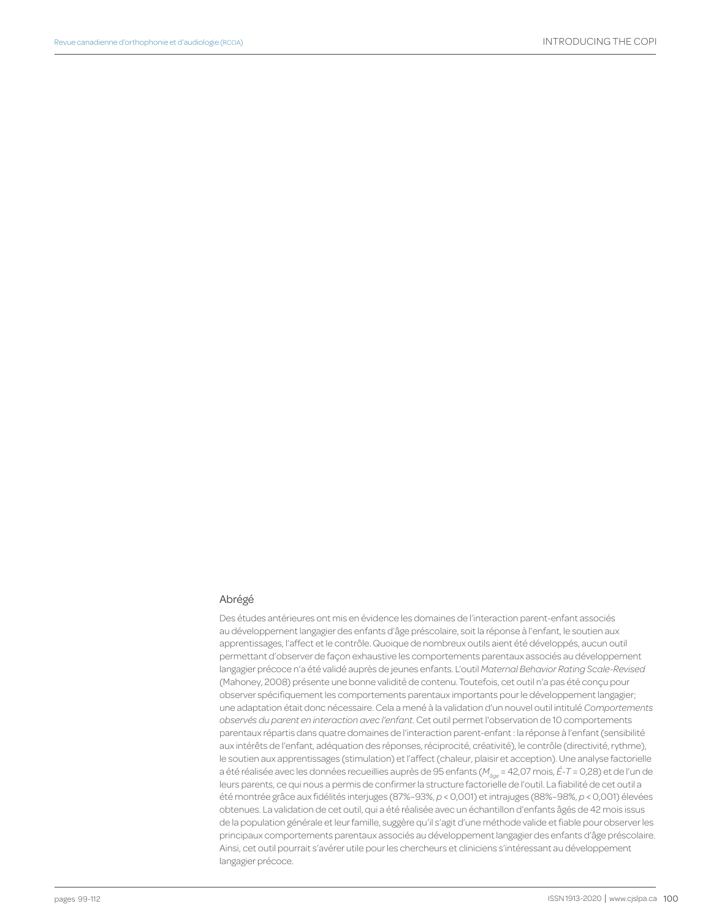## Abrégé

Des études antérieures ont mis en évidence les domaines de l'interaction parent-enfant associés au développement langagier des enfants d'âge préscolaire, soit la réponse à l'enfant, le soutien aux apprentissages, l'affect et le contrôle. Quoique de nombreux outils aient été développés, aucun outil permettant d'observer de façon exhaustive les comportements parentaux associés au développement langagier précoce n'a été validé auprès de jeunes enfants. L'outil *Maternal Behavior Rating Scale-Revised* (Mahoney, 2008) présente une bonne validité de contenu. Toutefois, cet outil n'a pas été conçu pour observer spécifiquement les comportements parentaux importants pour le développement langagier; une adaptation était donc nécessaire. Cela a mené à la validation d'un nouvel outil intitulé *Comportements observés du parent en interaction avec l'enfant*. Cet outil permet l'observation de 10 comportements parentaux répartis dans quatre domaines de l'interaction parent-enfant : la réponse à l'enfant (sensibilité aux intérêts de l'enfant, adéquation des réponses, réciprocité, créativité), le contrôle (directivité, rythme), le soutien aux apprentissages (stimulation) et l'affect (chaleur, plaisir et acception). Une analyse factorielle a été réalisée avec les données recueillies auprès de 95 enfants ($M_{âge}$ = 42,07 mois, *É-T* = 0,28) et de l'un de leurs parents, ce qui nous a permis de confirmer la structure factorielle de l'outil. La fiabilité de cet outil a été montrée grâce aux fidélités interjuges (87%–93%, $p$ < 0,001) et intrajuges (88%–98%, $p$ < 0,001) élevées obtenues. La validation de cet outil, qui a été réalisée avec un échantillon d'enfants âgés de 42 mois issus de la population générale et leur famille, suggère qu'il s'agit d'une méthode valide et fiable pour observer les principaux comportements parentaux associés au développement langagier des enfants d'âge préscolaire. Ainsi, cet outil pourrait s'avérer utile pour les chercheurs et cliniciens s'intéressant au développement langagier précoce.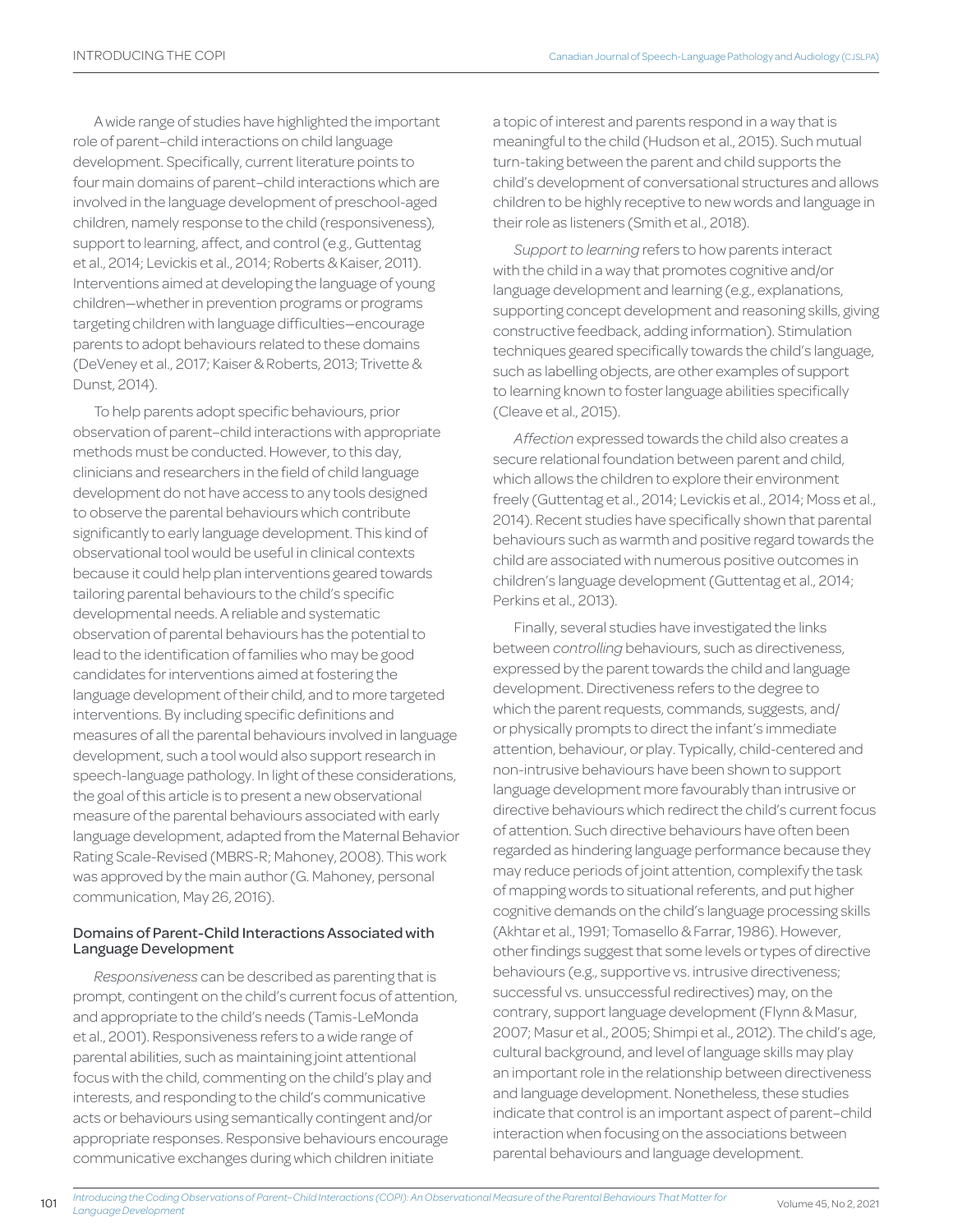A wide range of studies have highlighted the important role of parent–child interactions on child language development. Specifically, current literature points to four main domains of parent–child interactions which are involved in the language development of preschool-aged children, namely response to the child (responsiveness), support to learning, affect, and control (e.g., Guttentag et al., 2014; Levickis et al., 2014; Roberts & Kaiser, 2011). Interventions aimed at developing the language of young children—whether in prevention programs or programs targeting children with language difficulties—encourage parents to adopt behaviours related to these domains (DeVeney et al., 2017; Kaiser & Roberts, 2013; Trivette & Dunst, 2014).

To help parents adopt specific behaviours, prior observation of parent–child interactions with appropriate methods must be conducted. However, to this day, clinicians and researchers in the field of child language development do not have access to any tools designed to observe the parental behaviours which contribute significantly to early language development. This kind of observational tool would be useful in clinical contexts because it could help plan interventions geared towards tailoring parental behaviours to the child's specific developmental needs. A reliable and systematic observation of parental behaviours has the potential to lead to the identification of families who may be good candidates for interventions aimed at fostering the language development of their child, and to more targeted interventions. By including specific definitions and measures of all the parental behaviours involved in language development, such a tool would also support research in speech-language pathology. In light of these considerations, the goal of this article is to present a new observational measure of the parental behaviours associated with early language development, adapted from the Maternal Behavior Rating Scale-Revised (MBRS-R; Mahoney, 2008). This work was approved by the main author (G. Mahoney, personal communication, May 26, 2016).

### Domains of Parent-Child Interactions Associated with Language Development

*Responsiveness* can be described as parenting that is prompt, contingent on the child's current focus of attention, and appropriate to the child's needs (Tamis-LeMonda et al., 2001). Responsiveness refers to a wide range of parental abilities, such as maintaining joint attentional focus with the child, commenting on the child's play and interests, and responding to the child's communicative acts or behaviours using semantically contingent and/or appropriate responses. Responsive behaviours encourage communicative exchanges during which children initiate a topic of interest and parents respond in a way that is meaningful to the child (Hudson et al., 2015). Such mutual turn-taking between the parent and child supports the child's development of conversational structures and allows children to be highly receptive to new words and language in their role as listeners (Smith et al., 2018).

*Support to learning* refers to how parents interact with the child in a way that promotes cognitive and/or language development and learning (e.g., explanations, supporting concept development and reasoning skills, giving constructive feedback, adding information). Stimulation techniques geared specifically towards the child's language, such as labelling objects, are other examples of support to learning known to foster language abilities specifically (Cleave et al., 2015).

*Affection* expressed towards the child also creates a secure relational foundation between parent and child, which allows the children to explore their environment freely (Guttentag et al., 2014; Levickis et al., 2014; Moss et al., 2014). Recent studies have specifically shown that parental behaviours such as warmth and positive regard towards the child are associated with numerous positive outcomes in children's language development (Guttentag et al., 2014; Perkins et al., 2013).

Finally, several studies have investigated the links between *controlling* behaviours, such as directiveness, expressed by the parent towards the child and language development. Directiveness refers to the degree to which the parent requests, commands, suggests, and/or physically prompts to direct the infant's immediate attention, behaviour, or play. Typically, child-centered and non-intrusive behaviours have been shown to support language development more favourably than intrusive or directive behaviours which redirect the child's current focus of attention. Such directive behaviours have often been regarded as hindering language performance because they may reduce periods of joint attention, complexify the task of mapping words to situational referents, and put higher cognitive demands on the child's language processing skills (Akhtar et al., 1991; Tomasello & Farrar, 1986). However, other findings suggest that some levels or types of directive behaviours (e.g., supportive vs. intrusive directiveness; successful vs. unsuccessful redirectives) may, on the contrary, support language development (Flynn & Masur, 2007; Masur et al., 2005; Shimpi et al., 2012). The child's age, cultural background, and level of language skills may play an important role in the relationship between directiveness and language development. Nonetheless, these studies indicate that control is an important aspect of parent–child interaction when focusing on the associations between parental behaviours and language development.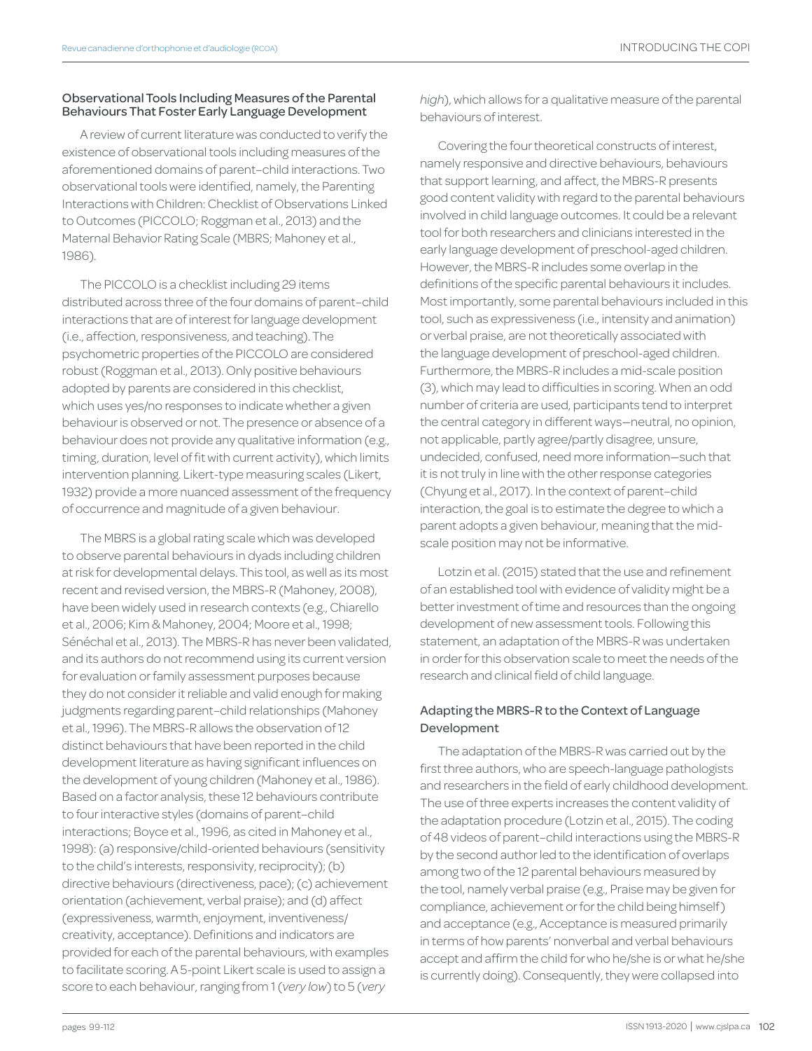### Observational Tools Including Measures of the Parental Behaviours That Foster Early Language Development

A review of current literature was conducted to verify the existence of observational tools including measures of the aforementioned domains of parent–child interactions. Two observational tools were identified, namely, the Parenting Interactions with Children: Checklist of Observations Linked to Outcomes (PICCOLO; Roggman et al., 2013) and the Maternal Behavior Rating Scale (MBRS; Mahoney et al., 1986).

The PICCOLO is a checklist including 29 items distributed across three of the four domains of parent–child interactions that are of interest for language development (i.e., affection, responsiveness, and teaching). The psychometric properties of the PICCOLO are considered robust (Roggman et al., 2013). Only positive behaviours adopted by parents are considered in this checklist, which uses yes/no responses to indicate whether a given behaviour is observed or not. The presence or absence of a behaviour does not provide any qualitative information (e.g., timing, duration, level of fit with current activity), which limits intervention planning. Likert-type measuring scales (Likert, 1932) provide a more nuanced assessment of the frequency of occurrence and magnitude of a given behaviour.

The MBRS is a global rating scale which was developed to observe parental behaviours in dyads including children at risk for developmental delays. This tool, as well as its most recent and revised version, the MBRS-R (Mahoney, 2008), have been widely used in research contexts (e.g., Chiarello et al., 2006; Kim & Mahoney, 2004; Moore et al., 1998; Sénéchal et al., 2013). The MBRS-R has never been validated, and its authors do not recommend using its current version for evaluation or family assessment purposes because they do not consider it reliable and valid enough for making judgments regarding parent–child relationships (Mahoney et al., 1996). The MBRS-R allows the observation of 12 distinct behaviours that have been reported in the child development literature as having significant influences on the development of young children (Mahoney et al., 1986). Based on a factor analysis, these 12 behaviours contribute to four interactive styles (domains of parent–child interactions; Boyce et al., 1996, as cited in Mahoney et al., 1998): (a) responsive/child-oriented behaviours (sensitivity to the child's interests, responsivity, reciprocity); (b) directive behaviours (directiveness, pace); (c) achievement orientation (achievement, verbal praise); and (d) affect (expressiveness, warmth, enjoyment, inventiveness/creativity, acceptance). Definitions and indicators are provided for each of the parental behaviours, with examples to facilitate scoring. A 5-point Likert scale is used to assign a score to each behaviour, ranging from 1 (*very low*) to 5 (*very high*), which allows for a qualitative measure of the parental behaviours of interest.

Covering the four theoretical constructs of interest, namely responsive and directive behaviours, behaviours that support learning, and affect, the MBRS-R presents good content validity with regard to the parental behaviours involved in child language outcomes. It could be a relevant tool for both researchers and clinicians interested in the early language development of preschool-aged children. However, the MBRS-R includes some overlap in the definitions of the specific parental behaviours it includes. Most importantly, some parental behaviours included in this tool, such as expressiveness (i.e., intensity and animation) or verbal praise, are not theoretically associated with the language development of preschool-aged children. Furthermore, the MBRS-R includes a mid-scale position (3), which may lead to difficulties in scoring. When an odd number of criteria are used, participants tend to interpret the central category in different ways—neutral, no opinion, not applicable, partly agree/partly disagree, unsure, undecided, confused, need more information—such that it is not truly in line with the other response categories (Chyung et al., 2017). In the context of parent–child interaction, the goal is to estimate the degree to which a parent adopts a given behaviour, meaning that the mid-scale position may not be informative.

Lotzin et al. (2015) stated that the use and refinement of an established tool with evidence of validity might be a better investment of time and resources than the ongoing development of new assessment tools. Following this statement, an adaptation of the MBRS-R was undertaken in order for this observation scale to meet the needs of the research and clinical field of child language.

### Adapting the MBRS-R to the Context of Language Development

The adaptation of the MBRS-R was carried out by the first three authors, who are speech-language pathologists and researchers in the field of early childhood development. The use of three experts increases the content validity of the adaptation procedure (Lotzin et al., 2015). The coding of 48 videos of parent–child interactions using the MBRS-R by the second author led to the identification of overlaps among two of the 12 parental behaviours measured by the tool, namely verbal praise (e.g., Praise may be given for compliance, achievement or for the child being himself) and acceptance (e.g., Acceptance is measured primarily in terms of how parents' nonverbal and verbal behaviours accept and affirm the child for who he/she is or what he/she is currently doing). Consequently, they were collapsed into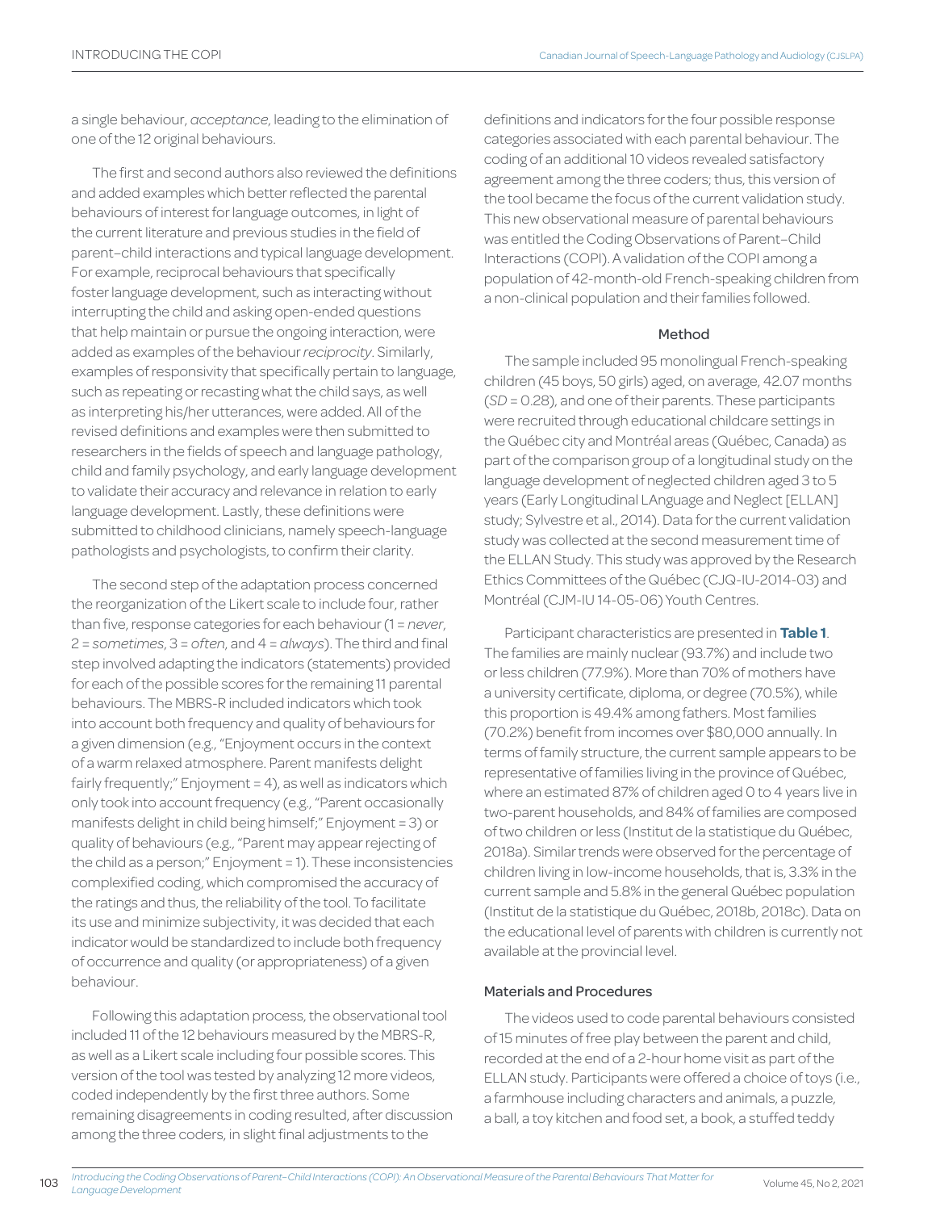a single behaviour, *acceptance*, leading to the elimination of one of the 12 original behaviours.

The first and second authors also reviewed the definitions and added examples which better reflected the parental behaviours of interest for language outcomes, in light of the current literature and previous studies in the field of parent–child interactions and typical language development. For example, reciprocal behaviours that specifically foster language development, such as interacting without interrupting the child and asking open-ended questions that help maintain or pursue the ongoing interaction, were added as examples of the behaviour *reciprocity*. Similarly, examples of responsivity that specifically pertain to language, such as repeating or recasting what the child says, as well as interpreting his/her utterances, were added. All of the revised definitions and examples were then submitted to researchers in the fields of speech and language pathology, child and family psychology, and early language development to validate their accuracy and relevance in relation to early language development. Lastly, these definitions were submitted to childhood clinicians, namely speech-language pathologists and psychologists, to confirm their clarity.

The second step of the adaptation process concerned the reorganization of the Likert scale to include four, rather than five, response categories for each behaviour (1 = *never*, 2 = *sometimes*, 3 = *often*, and 4 = *always*). The third and final step involved adapting the indicators (statements) provided for each of the possible scores for the remaining 11 parental behaviours. The MBRS-R included indicators which took into account both frequency and quality of behaviours for a given dimension (e.g., "Enjoyment occurs in the context of a warm relaxed atmosphere. Parent manifests delight fairly frequently;" Enjoyment = 4), as well as indicators which only took into account frequency (e.g., "Parent occasionally manifests delight in child being himself;" Enjoyment = 3) or quality of behaviours (e.g., "Parent may appear rejecting of the child as a person;" Enjoyment = 1). These inconsistencies complexified coding, which compromised the accuracy of the ratings and thus, the reliability of the tool. To facilitate its use and minimize subjectivity, it was decided that each indicator would be standardized to include both frequency of occurrence and quality (or appropriateness) of a given behaviour.

Following this adaptation process, the observational tool included 11 of the 12 behaviours measured by the MBRS-R, as well as a Likert scale including four possible scores. This version of the tool was tested by analyzing 12 more videos, coded independently by the first three authors. Some remaining disagreements in coding resulted, after discussion among the three coders, in slight final adjustments to the definitions and indicators for the four possible response categories associated with each parental behaviour. The coding of an additional 10 videos revealed satisfactory agreement among the three coders; thus, this version of the tool became the focus of the current validation study. This new observational measure of parental behaviours was entitled the Coding Observations of Parent–Child Interactions (COPI). A validation of the COPI among a population of 42-month-old French-speaking children from a non-clinical population and their families followed.

## Method

The sample included 95 monolingual French-speaking children (45 boys, 50 girls) aged, on average, 42.07 months (*SD* = 0.28), and one of their parents. These participants were recruited through educational childcare settings in the Québec city and Montréal areas (Québec, Canada) as part of the comparison group of a longitudinal study on the language development of neglected children aged 3 to 5 years (Early Longitudinal LAnguage and Neglect [ELLAN] study; Sylvestre et al., 2014). Data for the current validation study was collected at the second measurement time of the ELLAN Study. This study was approved by the Research Ethics Committees of the Québec (CJQ-IU-2014-03) and Montréal (CJM-IU 14-05-06) Youth Centres.

Participant characteristics are presented in **Table 1**. The families are mainly nuclear (93.7%) and include two or less children (77.9%). More than 70% of mothers have a university certificate, diploma, or degree (70.5%), while this proportion is 49.4% among fathers. Most families (70.2%) benefit from incomes over $80,000 annually. In terms of family structure, the current sample appears to be representative of families living in the province of Québec, where an estimated 87% of children aged 0 to 4 years live in two-parent households, and 84% of families are composed of two children or less (Institut de la statistique du Québec, 2018a). Similar trends were observed for the percentage of children living in low-income households, that is, 3.3% in the current sample and 5.8% in the general Québec population (Institut de la statistique du Québec, 2018b, 2018c). Data on the educational level of parents with children is currently not available at the provincial level.

### Materials and Procedures

The videos used to code parental behaviours consisted of 15 minutes of free play between the parent and child, recorded at the end of a 2-hour home visit as part of the ELLAN study. Participants were offered a choice of toys (i.e., a farmhouse including characters and animals, a puzzle, a ball, a toy kitchen and food set, a book, a stuffed teddy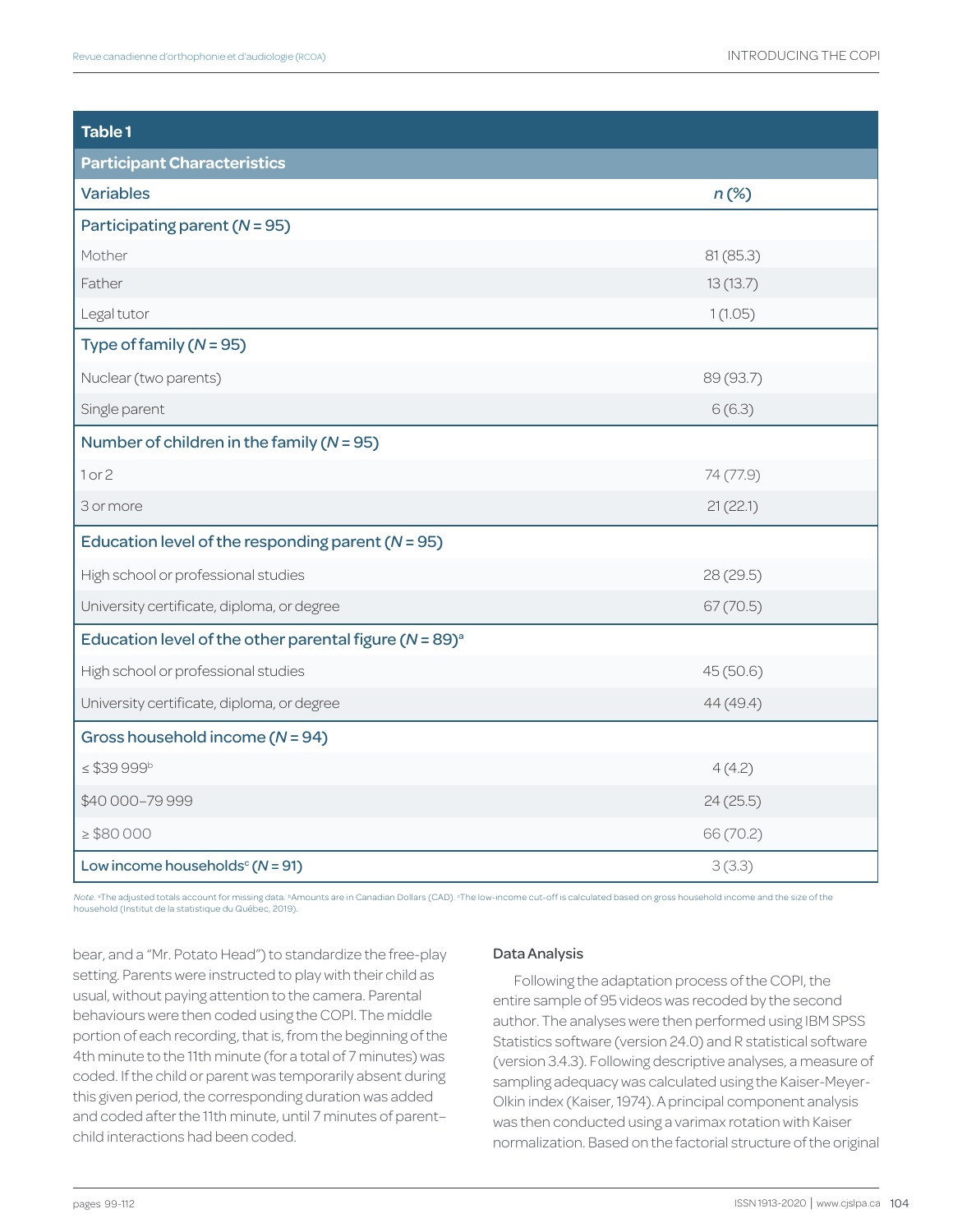**Table 1**

**Participant Characteristics**

| Variables | *n* (%) |
|---|---|
| **Participating parent (*N* = 95)** | |
| Mother | 81 (85.3) |
| Father | 13 (13.7) |
| Legal tutor | 1 (1.05) |
| **Type of family (*N* = 95)** | |
| Nuclear (two parents) | 89 (93.7) |
| Single parent | 6 (6.3) |
| **Number of children in the family (*N* = 95)** | |
| 1 or 2 | 74 (77.9) |
| 3 or more | 21 (22.1) |
| **Education level of the responding parent (*N* = 95)** | |
| High school or professional studies | 28 (29.5) |
| University certificate, diploma, or degree | 67 (70.5) |
| **Education level of the other parental figure (*N* = 89)[a]** | |
| High school or professional studies | 45 (50.6) |
| University certificate, diploma, or degree | 44 (49.4) |
| **Gross household income (*N* = 94)** | |
| ≤ $39 999[b] | 4 (4.2) |
| $40 000–79 999 | 24 (25.5) |
| ≥ $80 000 | 66 (70.2) |
| **Low income households[c] (*N* = 91)** | 3 (3.3) |

*Note.* [a]The adjusted totals account for missing data. [b]Amounts are in Canadian Dollars (CAD). [c]The low-income cut-off is calculated based on gross household income and the size of the household (Institut de la statistique du Québec, 2019).

bear, and a "Mr. Potato Head") to standardize the free-play setting. Parents were instructed to play with their child as usual, without paying attention to the camera. Parental behaviours were then coded using the COPI. The middle portion of each recording, that is, from the beginning of the 4th minute to the 11th minute (for a total of 7 minutes) was coded. If the child or parent was temporarily absent during this given period, the corresponding duration was added and coded after the 11th minute, until 7 minutes of parent–child interactions had been coded.

### Data Analysis

Following the adaptation process of the COPI, the entire sample of 95 videos was recoded by the second author. The analyses were then performed using IBM SPSS Statistics software (version 24.0) and R statistical software (version 3.4.3). Following descriptive analyses, a measure of sampling adequacy was calculated using the Kaiser-Meyer-Olkin index (Kaiser, 1974). A principal component analysis was then conducted using a varimax rotation with Kaiser normalization. Based on the factorial structure of the original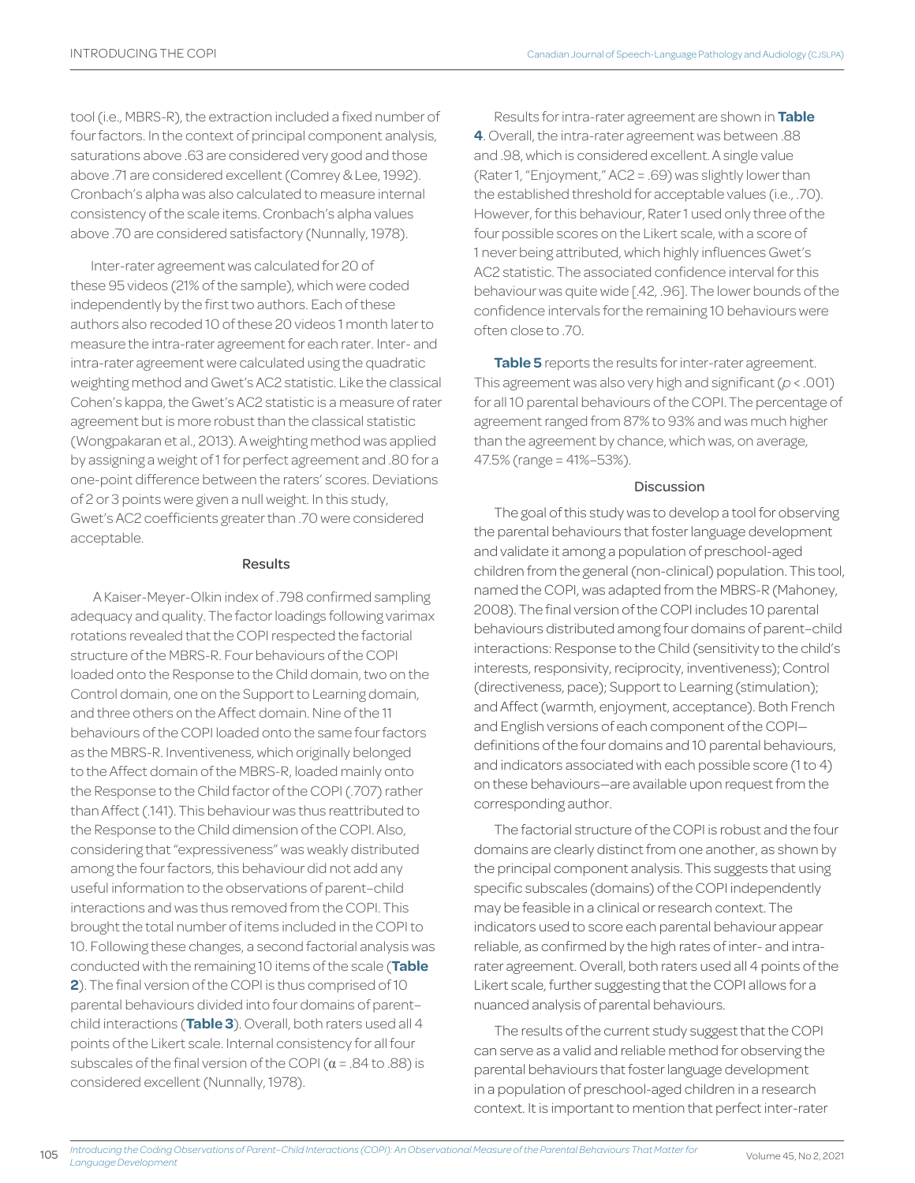tool (i.e., MBRS-R), the extraction included a fixed number of four factors. In the context of principal component analysis, saturations above .63 are considered very good and those above .71 are considered excellent (Comrey & Lee, 1992). Cronbach's alpha was also calculated to measure internal consistency of the scale items. Cronbach's alpha values above .70 are considered satisfactory (Nunnally, 1978).

Inter-rater agreement was calculated for 20 of these 95 videos (21% of the sample), which were coded independently by the first two authors. Each of these authors also recoded 10 of these 20 videos 1 month later to measure the intra-rater agreement for each rater. Inter- and intra-rater agreement were calculated using the quadratic weighting method and Gwet's AC2 statistic. Like the classical Cohen's kappa, the Gwet's AC2 statistic is a measure of rater agreement but is more robust than the classical statistic (Wongpakaran et al., 2013). A weighting method was applied by assigning a weight of 1 for perfect agreement and .80 for a one-point difference between the raters' scores. Deviations of 2 or 3 points were given a null weight. In this study, Gwet's AC2 coefficients greater than .70 were considered acceptable.

## Results

A Kaiser-Meyer-Olkin index of .798 confirmed sampling adequacy and quality. The factor loadings following varimax rotations revealed that the COPI respected the factorial structure of the MBRS-R. Four behaviours of the COPI loaded onto the Response to the Child domain, two on the Control domain, one on the Support to Learning domain, and three others on the Affect domain. Nine of the 11 behaviours of the COPI loaded onto the same four factors as the MBRS-R. Inventiveness, which originally belonged to the Affect domain of the MBRS-R, loaded mainly onto the Response to the Child factor of the COPI (.707) rather than Affect (.141). This behaviour was thus reattributed to the Response to the Child dimension of the COPI. Also, considering that "expressiveness" was weakly distributed among the four factors, this behaviour did not add any useful information to the observations of parent–child interactions and was thus removed from the COPI. This brought the total number of items included in the COPI to 10. Following these changes, a second factorial analysis was conducted with the remaining 10 items of the scale (**Table 2**). The final version of the COPI is thus comprised of 10 parental behaviours divided into four domains of parent–child interactions (**Table 3**). Overall, both raters used all 4 points of the Likert scale. Internal consistency for all four subscales of the final version of the COPI ($\alpha$ = .84 to .88) is considered excellent (Nunnally, 1978).

Results for intra-rater agreement are shown in **Table 4**. Overall, the intra-rater agreement was between .88 and .98, which is considered excellent. A single value (Rater 1, "Enjoyment," AC2 = .69) was slightly lower than the established threshold for acceptable values (i.e., .70). However, for this behaviour, Rater 1 used only three of the four possible scores on the Likert scale, with a score of 1 never being attributed, which highly influences Gwet's AC2 statistic. The associated confidence interval for this behaviour was quite wide [.42, .96]. The lower bounds of the confidence intervals for the remaining 10 behaviours were often close to .70.

**Table 5** reports the results for inter-rater agreement. This agreement was also very high and significant ($p$ < .001) for all 10 parental behaviours of the COPI. The percentage of agreement ranged from 87% to 93% and was much higher than the agreement by chance, which was, on average, 47.5% (range = 41%–53%).

## Discussion

The goal of this study was to develop a tool for observing the parental behaviours that foster language development and validate it among a population of preschool-aged children from the general (non-clinical) population. This tool, named the COPI, was adapted from the MBRS-R (Mahoney, 2008). The final version of the COPI includes 10 parental behaviours distributed among four domains of parent–child interactions: Response to the Child (sensitivity to the child's interests, responsivity, reciprocity, inventiveness); Control (directiveness, pace); Support to Learning (stimulation); and Affect (warmth, enjoyment, acceptance). Both French and English versions of each component of the COPI—definitions of the four domains and 10 parental behaviours, and indicators associated with each possible score (1 to 4) on these behaviours—are available upon request from the corresponding author.

The factorial structure of the COPI is robust and the four domains are clearly distinct from one another, as shown by the principal component analysis. This suggests that using specific subscales (domains) of the COPI independently may be feasible in a clinical or research context. The indicators used to score each parental behaviour appear reliable, as confirmed by the high rates of inter- and intra-rater agreement. Overall, both raters used all 4 points of the Likert scale, further suggesting that the COPI allows for a nuanced analysis of parental behaviours.

The results of the current study suggest that the COPI can serve as a valid and reliable method for observing the parental behaviours that foster language development in a population of preschool-aged children in a research context. It is important to mention that perfect inter-rater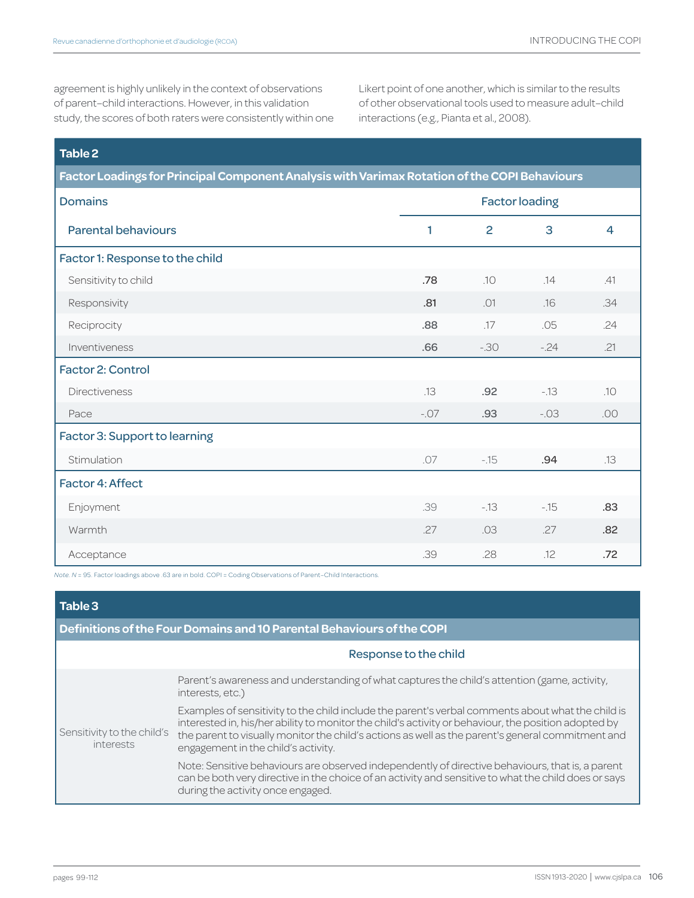agreement is highly unlikely in the context of observations of parent–child interactions. However, in this validation study, the scores of both raters were consistently within one Likert point of one another, which is similar to the results of other observational tools used to measure adult–child interactions (e.g., Pianta et al., 2008).

**Table 2**

**Factor Loadings for Principal Component Analysis with Varimax Rotation of the COPI Behaviours**

| Domains | Factor loading | | | |
|---|---|---|---|---|
| Parental behaviours | 1 | 2 | 3 | 4 |
| **Factor 1: Response to the child** | | | | |
| Sensitivity to child | **.78** | .10 | .14 | .41 |
| Responsivity | **.81** | .01 | .16 | .34 |
| Reciprocity | **.88** | .17 | .05 | .24 |
| Inventiveness | **.66** | -.30 | -.24 | .21 |
| **Factor 2: Control** | | | | |
| Directiveness | .13 | **.92** | -.13 | .10 |
| Pace | -.07 | **.93** | -.03 | .00 |
| **Factor 3: Support to learning** | | | | |
| Stimulation | .07 | -.15 | **.94** | .13 |
| **Factor 4: Affect** | | | | |
| Enjoyment | .39 | -.13 | -.15 | **.83** |
| Warmth | .27 | .03 | .27 | **.82** |
| Acceptance | .39 | .28 | .12 | **.72** |

*Note.* $N$ = 95. Factor loadings above .63 are in bold. COPI = Coding Observations of Parent–Child Interactions.

**Table 3**

**Definitions of the Four Domains and 10 Parental Behaviours of the COPI**

| | Response to the child |
|---|---|
| Sensitivity to the child's interests | Parent's awareness and understanding of what captures the child's attention (game, activity, interests, etc.)<br><br>Examples of sensitivity to the child include the parent's verbal comments about what the child is interested in, his/her ability to monitor the child's activity or behaviour, the position adopted by the parent to visually monitor the child's actions as well as the parent's general commitment and engagement in the child's activity.<br><br>Note: Sensitive behaviours are observed independently of directive behaviours, that is, a parent can be both very directive in the choice of an activity and sensitive to what the child does or says during the activity once engaged. |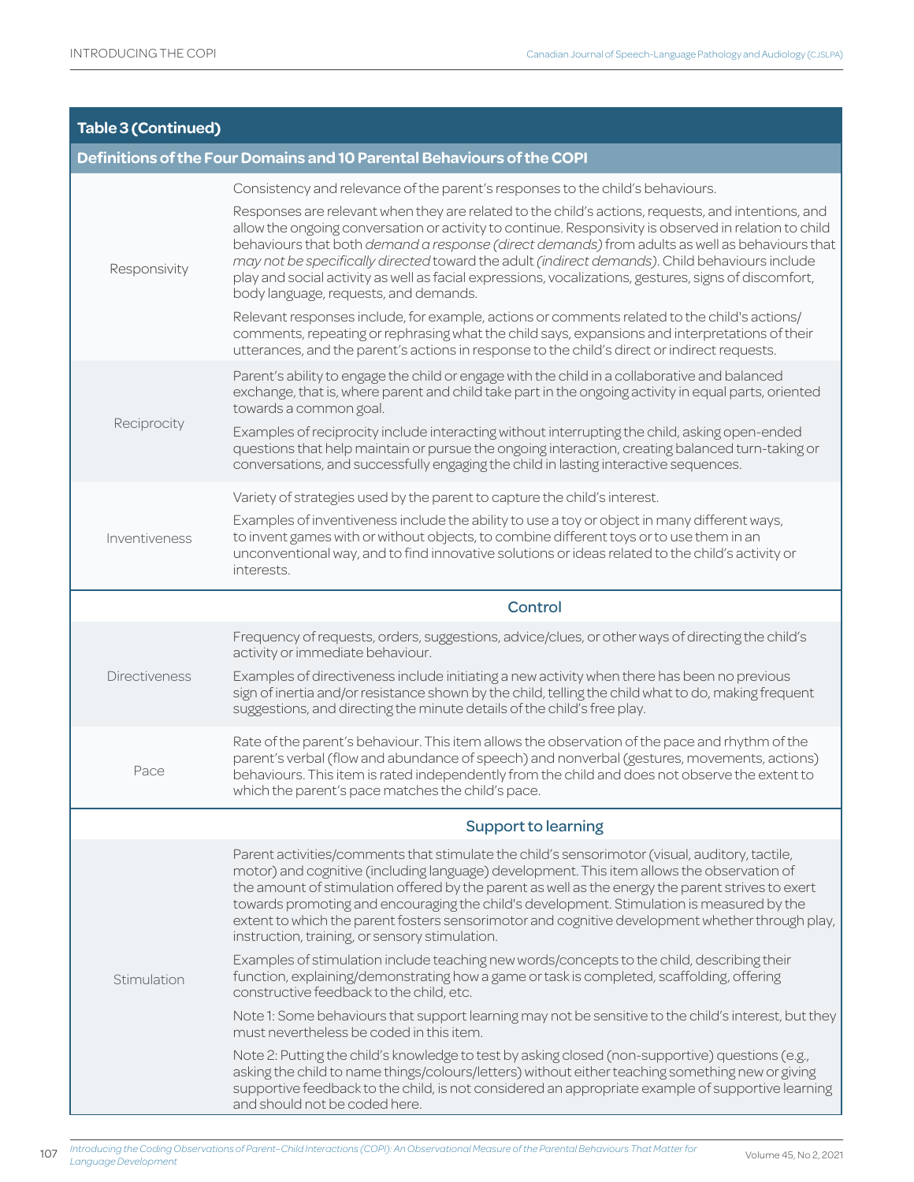**Table 3 (Continued)**

**Definitions of the Four Domains and 10 Parental Behaviours of the COPI**

| | |
|---|---|
| Responsivity | Consistency and relevance of the parent's responses to the child's behaviours.<br><br>Responses are relevant when they are related to the child's actions, requests, and intentions, and allow the ongoing conversation or activity to continue. Responsivity is observed in relation to child behaviours that both *demand a response (direct demands)* from adults as well as behaviours that *may not be specifically directed* toward the adult *(indirect demands)*. Child behaviours include play and social activity as well as facial expressions, vocalizations, gestures, signs of discomfort, body language, requests, and demands.<br><br>Relevant responses include, for example, actions or comments related to the child's actions/comments, repeating or rephrasing what the child says, expansions and interpretations of their utterances, and the parent's actions in response to the child's direct or indirect requests. |
| Reciprocity | Parent's ability to engage the child or engage with the child in a collaborative and balanced exchange, that is, where parent and child take part in the ongoing activity in equal parts, oriented towards a common goal.<br><br>Examples of reciprocity include interacting without interrupting the child, asking open-ended questions that help maintain or pursue the ongoing interaction, creating balanced turn-taking or conversations, and successfully engaging the child in lasting interactive sequences. |
| Inventiveness | Variety of strategies used by the parent to capture the child's interest.<br><br>Examples of inventiveness include the ability to use a toy or object in many different ways, to invent games with or without objects, to combine different toys or to use them in an unconventional way, and to find innovative solutions or ideas related to the child's activity or interests. |
| | **Control** |
| Directiveness | Frequency of requests, orders, suggestions, advice/clues, or other ways of directing the child's activity or immediate behaviour.<br><br>Examples of directiveness include initiating a new activity when there has been no previous sign of inertia and/or resistance shown by the child, telling the child what to do, making frequent suggestions, and directing the minute details of the child's free play. |
| Pace | Rate of the parent's behaviour. This item allows the observation of the pace and rhythm of the parent's verbal (flow and abundance of speech) and nonverbal (gestures, movements, actions) behaviours. This item is rated independently from the child and does not observe the extent to which the parent's pace matches the child's pace. |
| | **Support to learning** |
| Stimulation | Parent activities/comments that stimulate the child's sensorimotor (visual, auditory, tactile, motor) and cognitive (including language) development. This item allows the observation of the amount of stimulation offered by the parent as well as the energy the parent strives to exert towards promoting and encouraging the child's development. Stimulation is measured by the extent to which the parent fosters sensorimotor and cognitive development whether through play, instruction, training, or sensory stimulation.<br><br>Examples of stimulation include teaching new words/concepts to the child, describing their function, explaining/demonstrating how a game or task is completed, scaffolding, offering constructive feedback to the child, etc.<br><br>Note 1: Some behaviours that support learning may not be sensitive to the child's interest, but they must nevertheless be coded in this item.<br><br>Note 2: Putting the child's knowledge to test by asking closed (non-supportive) questions (e.g., asking the child to name things/colours/letters) without either teaching something new or giving supportive feedback to the child, is not considered an appropriate example of supportive learning and should not be coded here. |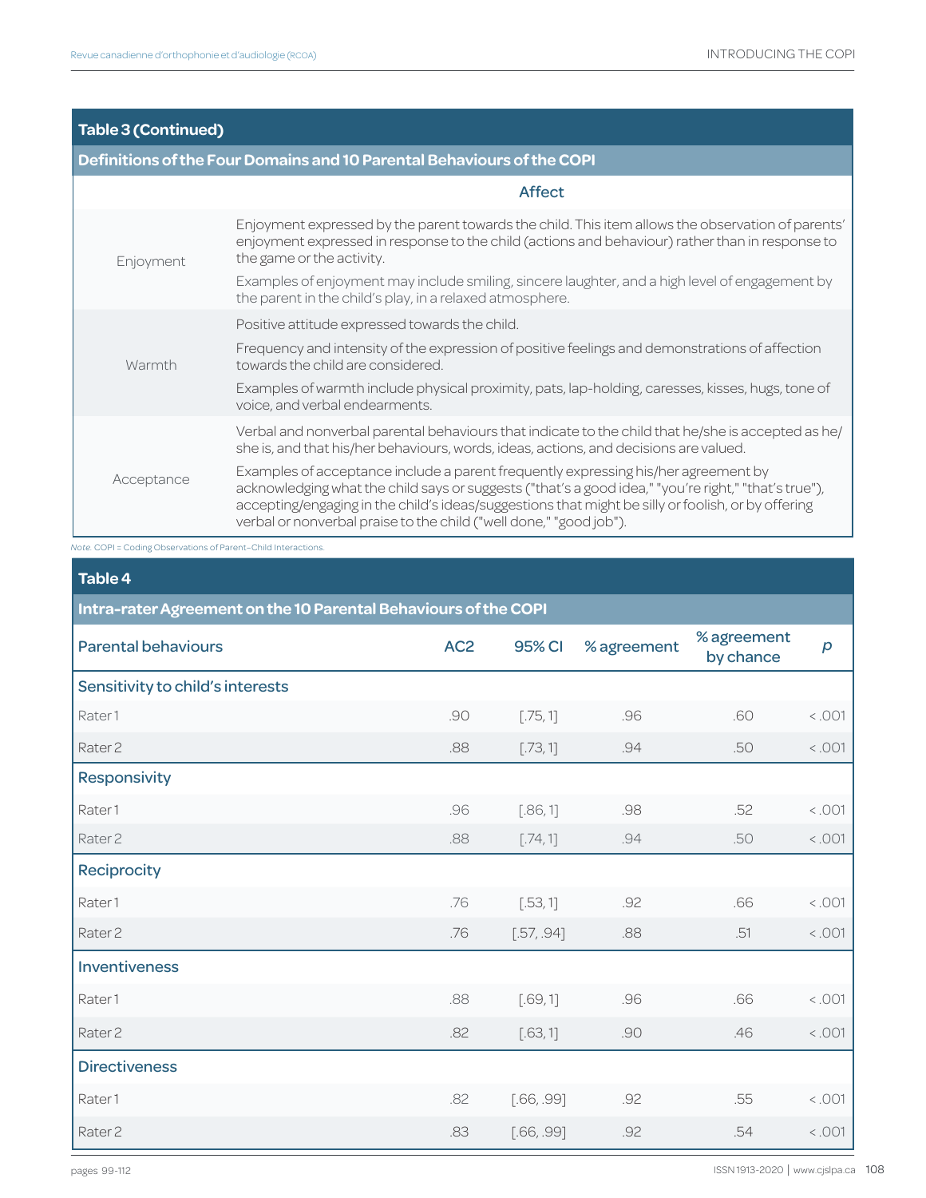**Table 3 (Continued)**

**Definitions of the Four Domains and 10 Parental Behaviours of the COPI**

| | Affect |
|---|---|
| Enjoyment | Enjoyment expressed by the parent towards the child. This item allows the observation of parents' enjoyment expressed in response to the child (actions and behaviour) rather than in response to the game or the activity.<br><br>Examples of enjoyment may include smiling, sincere laughter, and a high level of engagement by the parent in the child's play, in a relaxed atmosphere. |
| Warmth | Positive attitude expressed towards the child.<br><br>Frequency and intensity of the expression of positive feelings and demonstrations of affection towards the child are considered.<br><br>Examples of warmth include physical proximity, pats, lap-holding, caresses, kisses, hugs, tone of voice, and verbal endearments. |
| Acceptance | Verbal and nonverbal parental behaviours that indicate to the child that he/she is accepted as he/she is, and that his/her behaviours, words, ideas, actions, and decisions are valued.<br><br>Examples of acceptance include a parent frequently expressing his/her agreement by acknowledging what the child says or suggests ("that's a good idea," "you're right," "that's true"), accepting/engaging in the child's ideas/suggestions that might be silly or foolish, or by offering verbal or nonverbal praise to the child ("well done," "good job"). |

*Note.* COPI = Coding Observations of Parent–Child Interactions.

**Table 4**

**Intra-rater Agreement on the 10 Parental Behaviours of the COPI**

| Parental behaviours | AC2 | 95% CI | % agreement | % agreement by chance | *p* |
|---|---|---|---|---|---|
| **Sensitivity to child's interests** | | | | | |
| Rater 1 | .90 | [.75, 1] | .96 | .60 | < .001 |
| Rater 2 | .88 | [.73, 1] | .94 | .50 | < .001 |
| **Responsivity** | | | | | |
| Rater 1 | .96 | [.86, 1] | .98 | .52 | < .001 |
| Rater 2 | .88 | [.74, 1] | .94 | .50 | < .001 |
| **Reciprocity** | | | | | |
| Rater 1 | .76 | [.53, 1] | .92 | .66 | < .001 |
| Rater 2 | .76 | [.57, .94] | .88 | .51 | < .001 |
| **Inventiveness** | | | | | |
| Rater 1 | .88 | [.69, 1] | .96 | .66 | < .001 |
| Rater 2 | .82 | [.63, 1] | .90 | .46 | < .001 |
| **Directiveness** | | | | | |
| Rater 1 | .82 | [.66, .99] | .92 | .55 | < .001 |
| Rater 2 | .83 | [.66, .99] | .92 | .54 | < .001 |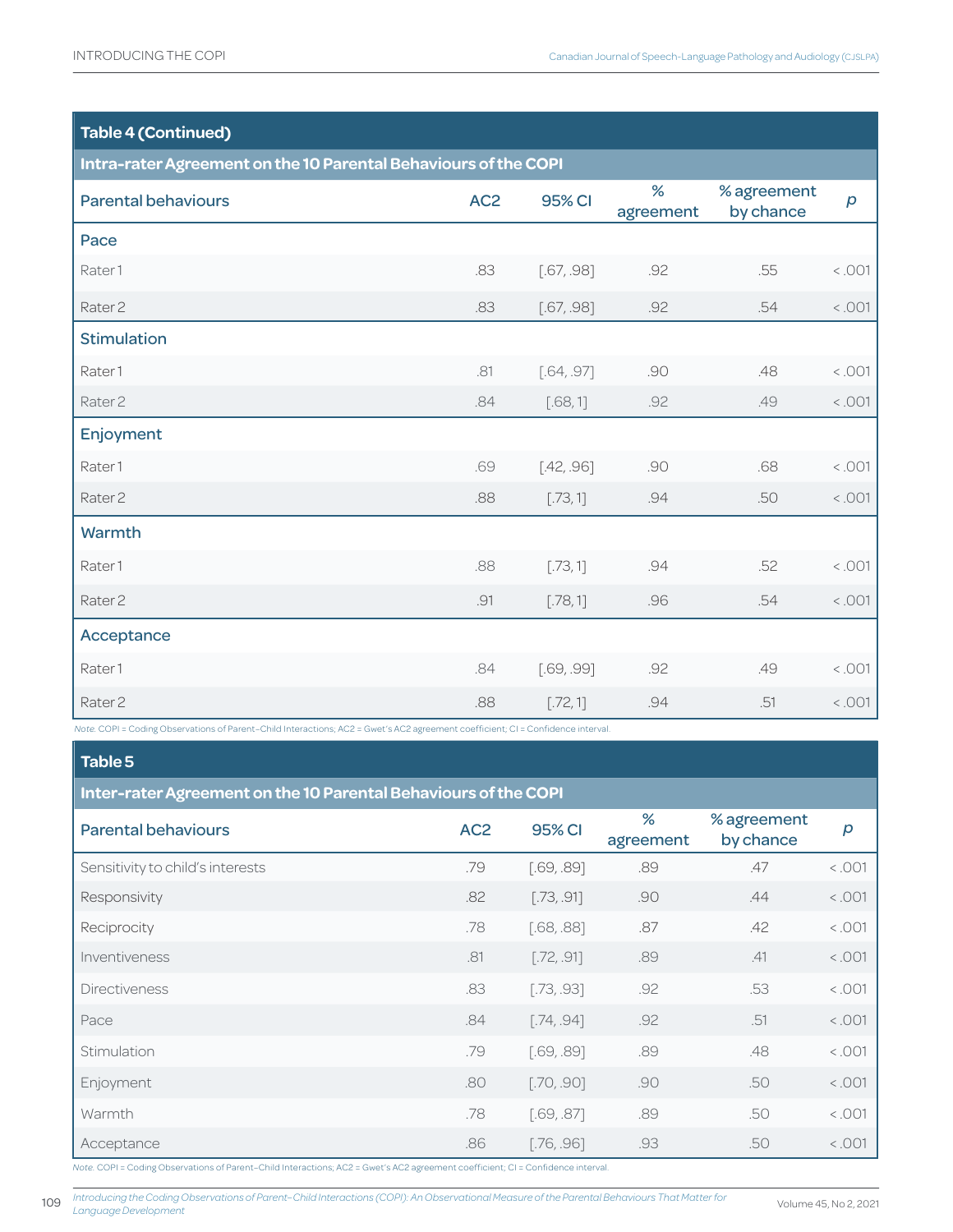**Table 4 (Continued)**

**Intra-rater Agreement on the 10 Parental Behaviours of the COPI**

| Parental behaviours | AC2 | 95% CI | % agreement | % agreement by chance | $p$ |
|---|---|---|---|---|---|
| **Pace** | | | | | |
| Rater 1 | .83 | [.67, .98] | .92 | .55 | < .001 |
| Rater 2 | .83 | [.67, .98] | .92 | .54 | < .001 |
| **Stimulation** | | | | | |
| Rater 1 | .81 | [.64, .97] | .90 | .48 | < .001 |
| Rater 2 | .84 | [.68, 1] | .92 | .49 | < .001 |
| **Enjoyment** | | | | | |
| Rater 1 | .69 | [.42, .96] | .90 | .68 | < .001 |
| Rater 2 | .88 | [.73, 1] | .94 | .50 | < .001 |
| **Warmth** | | | | | |
| Rater 1 | .88 | [.73, 1] | .94 | .52 | < .001 |
| Rater 2 | .91 | [.78, 1] | .96 | .54 | < .001 |
| **Acceptance** | | | | | |
| Rater 1 | .84 | [.69, .99] | .92 | .49 | < .001 |
| Rater 2 | .88 | [.72, 1] | .94 | .51 | < .001 |

*Note.* COPI = Coding Observations of Parent–Child Interactions; AC2 = Gwet's AC2 agreement coefficient; CI = Confidence interval.

**Table 5**

**Inter-rater Agreement on the 10 Parental Behaviours of the COPI**

| Parental behaviours | AC2 | 95% CI | % agreement | % agreement by chance | $p$ |
|---|---|---|---|---|---|
| Sensitivity to child's interests | .79 | [.69, .89] | .89 | .47 | < .001 |
| Responsivity | .82 | [.73, .91] | .90 | .44 | < .001 |
| Reciprocity | .78 | [.68, .88] | .87 | .42 | < .001 |
| Inventiveness | .81 | [.72, .91] | .89 | .41 | < .001 |
| Directiveness | .83 | [.73, .93] | .92 | .53 | < .001 |
| Pace | .84 | [.74, .94] | .92 | .51 | < .001 |
| Stimulation | .79 | [.69, .89] | .89 | .48 | < .001 |
| Enjoyment | .80 | [.70, .90] | .90 | .50 | < .001 |
| Warmth | .78 | [.69, .87] | .89 | .50 | < .001 |
| Acceptance | .86 | [.76, .96] | .93 | .50 | < .001 |

*Note.* COPI = Coding Observations of Parent–Child Interactions; AC2 = Gwet's AC2 agreement coefficient; CI = Confidence interval.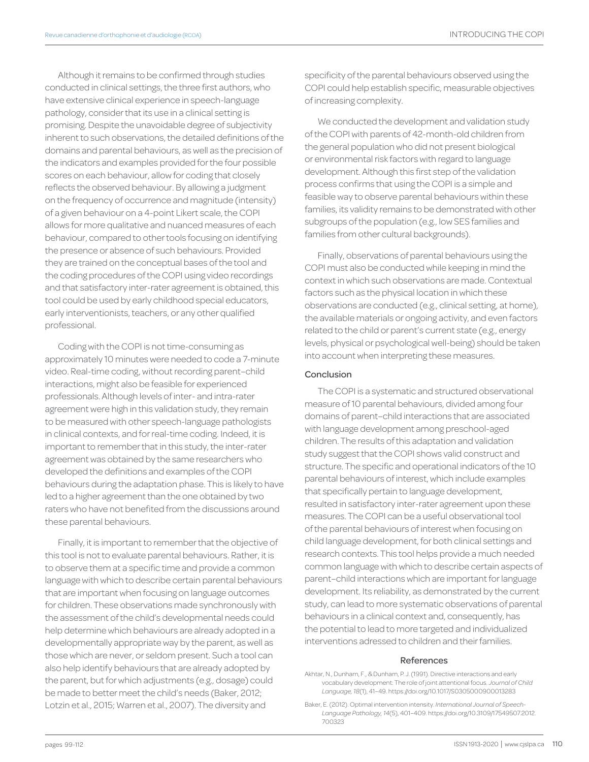Although it remains to be confirmed through studies conducted in clinical settings, the three first authors, who have extensive clinical experience in speech-language pathology, consider that its use in a clinical setting is promising. Despite the unavoidable degree of subjectivity inherent to such observations, the detailed definitions of the domains and parental behaviours, as well as the precision of the indicators and examples provided for the four possible scores on each behaviour, allow for coding that closely reflects the observed behaviour. By allowing a judgment on the frequency of occurrence and magnitude (intensity) of a given behaviour on a 4-point Likert scale, the COPI allows for more qualitative and nuanced measures of each behaviour, compared to other tools focusing on identifying the presence or absence of such behaviours. Provided they are trained on the conceptual bases of the tool and the coding procedures of the COPI using video recordings and that satisfactory inter-rater agreement is obtained, this tool could be used by early childhood special educators, early interventionists, teachers, or any other qualified professional.

Coding with the COPI is not time-consuming as approximately 10 minutes were needed to code a 7-minute video. Real-time coding, without recording parent–child interactions, might also be feasible for experienced professionals. Although levels of inter- and intra-rater agreement were high in this validation study, they remain to be measured with other speech-language pathologists in clinical contexts, and for real-time coding. Indeed, it is important to remember that in this study, the inter-rater agreement was obtained by the same researchers who developed the definitions and examples of the COPI behaviours during the adaptation phase. This is likely to have led to a higher agreement than the one obtained by two raters who have not benefited from the discussions around these parental behaviours.

Finally, it is important to remember that the objective of this tool is not to evaluate parental behaviours. Rather, it is to observe them at a specific time and provide a common language with which to describe certain parental behaviours that are important when focusing on language outcomes for children. These observations made synchronously with the assessment of the child's developmental needs could help determine which behaviours are already adopted in a developmentally appropriate way by the parent, as well as those which are never, or seldom present. Such a tool can also help identify behaviours that are already adopted by the parent, but for which adjustments (e.g., dosage) could be made to better meet the child's needs (Baker, 2012; Lotzin et al., 2015; Warren et al., 2007). The diversity and specificity of the parental behaviours observed using the COPI could help establish specific, measurable objectives of increasing complexity.

We conducted the development and validation study of the COPI with parents of 42-month-old children from the general population who did not present biological or environmental risk factors with regard to language development. Although this first step of the validation process confirms that using the COPI is a simple and feasible way to observe parental behaviours within these families, its validity remains to be demonstrated with other subgroups of the population (e.g., low SES families and families from other cultural backgrounds).

Finally, observations of parental behaviours using the COPI must also be conducted while keeping in mind the context in which such observations are made. Contextual factors such as the physical location in which these observations are conducted (e.g., clinical setting, at home), the available materials or ongoing activity, and even factors related to the child or parent's current state (e.g., energy levels, physical or psychological well-being) should be taken into account when interpreting these measures.

## Conclusion

The COPI is a systematic and structured observational measure of 10 parental behaviours, divided among four domains of parent–child interactions that are associated with language development among preschool-aged children. The results of this adaptation and validation study suggest that the COPI shows valid construct and structure. The specific and operational indicators of the 10 parental behaviours of interest, which include examples that specifically pertain to language development, resulted in satisfactory inter-rater agreement upon these measures. The COPI can be a useful observational tool of the parental behaviours of interest when focusing on child language development, for both clinical settings and research contexts. This tool helps provide a much needed common language with which to describe certain aspects of parent–child interactions which are important for language development. Its reliability, as demonstrated by the current study, can lead to more systematic observations of parental behaviours in a clinical context and, consequently, has the potential to lead to more targeted and individualized interventions adressed to children and their families.

## References

Akhtar, N., Dunham, F., & Dunham, P. J. (1991). Directive interactions and early vocabulary development: The role of joint attentional focus. *Journal of Child Language, 18*(1), 41–49. https://doi.org/10.1017/S0305000900013283

Baker, E. (2012). Optimal intervention intensity. *International Journal of Speech-Language Pathology, 14*(5), 401–409. https://doi.org/10.3109/17549507.2012.700323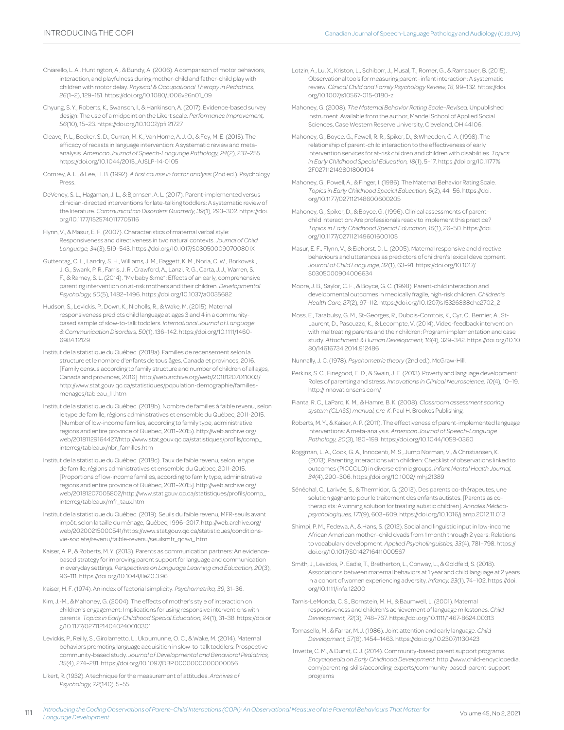Chiarello, L. A., Huntington, A., & Bundy, A. (2006). A comparison of motor behaviors, interaction, and playfulness during mother-child and father-child play with children with motor delay. *Physical & Occupational Therapy in Pediatrics, 26*(1–2), 129–151. https://doi.org/10.1080/J006v26n01_09

Chyung, S. Y., Roberts, K., Swanson, I., & Hankinson, A. (2017). Evidence-based survey design: The use of a midpoint on the Likert scale. *Performance Improvement, 56*(10), 15–23. https://doi.org/10.1002/pfi.21727

Cleave, P. L., Becker, S. D., Curran, M. K., Van Horne, A. J. O., & Fey, M. E. (2015). The efficacy of recasts in language intervention: A systematic review and meta-analysis. *American Journal of Speech-Language Pathology, 24*(2), 237–255. https://doi.org/10.1044/2015_AJSLP-14-0105

Comrey, A. L., & Lee, H. B. (1992). *A first course in factor analysis* (2nd ed.). Psychology Press.

DeVeney, S. L., Hagaman, J. L., & Bjornsen, A. L. (2017). Parent-implemented versus clinician-directed interventions for late-talking toddlers: A systematic review of the literature. *Communication Disorders Quarterly, 39*(1), 293–302. https://doi.org/10.1177/1525740117705116

Flynn, V., & Masur, E. F. (2007). Characteristics of maternal verbal style: Responsiveness and directiveness in two natural contexts. *Journal of Child Language, 34*(3), 519–543. https://doi.org/10.1017/S030500090700801X

Guttentag, C. L., Landry, S. H., Williams, J. M., Baggett, K. M., Noria, C. W., Borkowski, J. G., Swank, P. R., Farris, J. R., Crawford, A., Lanzi, R. G., Carta, J. J., Warren, S. F., & Ramey, S. L. (2014). "My baby & me": Effects of an early, comprehensive parenting intervention on at-risk mothers and their children. *Developmental Psychology, 50*(5), 1482–1496. https://doi.org/10.1037/a0035682

Hudson, S., Levickis, P., Down, K., Nicholls, R., & Wake, M. (2015). Maternal responsiveness predicts child language at ages 3 and 4 in a community-based sample of slow-to-talk toddlers. *International Journal of Language & Communication Disorders, 50*(1), 136–142. https://doi.org/10.1111/1460-6984.12129

Institut de la statistique du Québec. (2018a). Familles de recensement selon la structure et le nombre d'enfants de tous âges, Canada et provinces, 2016. [Family census according to family structure and number of children of all ages, Canada and provinces, 2016]. http://web.archive.org/web/20181207011003/http://www.stat.gouv.qc.ca/statistiques/population-demographie/familles-menages/tableau_11.htm

Institut de la statistique du Québec. (2018b). Nombre de familles à faible revenu, selon le type de famille, régions administratives et ensemble du Québec, 2011-2015. [Number of low-income families, according to family type, administrative regions and entire province of Quebec, 2011–2015). http://web.archive.org/web/20181129164427/http://www.stat.gouv.qc.ca/statistiques/profils/comp_interreg/tableaux/nbr_familles.htm

Institut de la statistique du Québec. (2018c). Taux de faible revenu, selon le type de famille, régions administratives et ensemble du Québec, 2011-2015. [Proportions of low-income families, according to family type, administrative regions and entire province of Québec, 2011–2015]. http://web.archive.org/web/20181207005802/http://www.stat.gouv.qc.ca/statistiques/profils/comp_interreg/tableaux/mfr_taux.htm

Institut de la statistique du Québec. (2019). Seuils du faible revenu, MFR-seuils avant impôt, selon la taille du ménage, Québec, 1996–2017. http://web.archive.org/web/20200215000541/https://www.stat.gouv.qc.ca/statistiques/conditions-vie-societe/revenu/faible-revenu/seuilsmfr_qcavi_.htm

Kaiser, A. P., & Roberts, M. Y. (2013). Parents as communication partners: An evidence-based strategy for improving parent support for language and communication in everyday settings. *Perspectives on Language Learning and Education, 20*(3), 96–111. https://doi.org/10.1044/lle20.3.96

Kaiser, H. F. (1974). An index of factorial simplicity. *Psychometrika, 39*, 31–36.

Kim, J.-M., & Mahoney, G. (2004). The effects of mother's style of interaction on children's engagement: Implications for using responsive interventions with parents. *Topics in Early Childhood Special Education, 24*(1), 31–38. https://doi.org/10.1177/02711214040240010301

Levickis, P., Reilly, S., Girolametto, L., Ukoumunne, O. C., & Wake, M. (2014). Maternal behaviors promoting language acquisition in slow-to-talk toddlers: Prospective community-based study. *Journal of Developmental and Behavioral Pediatrics, 35*(4), 274–281. https://doi.org/10.1097/DBP.0000000000000056

Likert, R. (1932). A technique for the measurement of attitudes. *Archives of Psychology, 22*(140), 5–55.

Lotzin, A., Lu, X., Kriston, L., Schiborr, J., Musal, T., Romer, G., & Ramsauer, B. (2015). Observational tools for measuring parent–infant interaction: A systematic review. *Clinical Child and Family Psychology Review, 18*, 99–132. https://doi.org/10.1007/s10567-015-0180-z

Mahoney, G. (2008). *The Maternal Behavior Rating Scale–Revised.* Unpublished instrument. Available from the author, Mandel School of Applied Social Sciences, Case Western Reserve University, Cleveland, OH 44106.

Mahoney, G., Boyce, G., Fewell, R. R., Spiker, D., & Wheeden, C. A. (1998). The relationship of parent-child interaction to the effectiveness of early intervention services for at-risk children and children with disabilities. *Topics in Early Childhood Special Education, 18*(1), 5–17. https://doi.org/10.1177%2F027112149801800104

Mahoney, G., Powell, A., & Finger, I. (1986). The Maternal Behavior Rating Scale. *Topics in Early Childhood Special Education, 6*(2), 44–56. https://doi.org/10.1177/027112148600600205

Mahoney, G., Spiker, D., & Boyce, G. (1996). Clinical assessments of parent–child interaction: Are professionals ready to implement this practice? *Topics in Early Childhood Special Education, 16*(1), 26–50. https://doi.org/10.1177/027112149601600105

Masur, E. F., Flynn, V., & Eichorst, D. L. (2005). Maternal responsive and directive behaviours and utterances as predictors of children's lexical development. *Journal of Child Language, 32*(1), 63–91. https://doi.org/10.1017/S0305000904006634

Moore, J. B., Saylor, C. F., & Boyce, G. C. (1998). Parent-child interaction and developmental outcomes in medically fragile, high-risk children. *Children's Health Care, 27*(2), 97–112. https://doi.org/10.1207/s15326888chc2702_2

Moss, E., Tarabulsy, G. M., St-Georges, R., Dubois-Comtois, K., Cyr, C., Bernier, A., St-Laurent, D., Pascuzzo, K., & Lecompte, V. (2014). Video-feedback intervention with maltreating parents and their children: Program implementation and case study. *Attachment & Human Development, 16*(4), 329–342. https://doi.org/10.1080/14616734.2014.912486

Nunnally, J. C. (1978). *Psychometric theory* (2nd ed.). McGraw-Hill.

Perkins, S. C., Finegood, E. D., & Swain, J. E. (2013). Poverty and language development: Roles of parenting and stress. *Innovations in Clinical Neuroscience, 10*(4), 10–19. http://innovationscns.com/

Pianta, R. C., LaParo, K. M., & Hamre, B. K. (2008). *Classroom assessment scoring system (CLASS) manual, pre-K.* Paul H. Brookes Publishing.

Roberts, M. Y., & Kaiser, A. P. (2011). The effectiveness of parent-implemented language interventions: A meta-analysis. *American Journal of Speech-Language Pathology, 20*(3), 180–199. https://doi.org/10.1044/1058-0360

Roggman, L. A., Cook, G. A., Innocenti, M. S., Jump Norman, V., & Christiansen, K. (2013). Parenting interactions with children: Checklist of observations linked to outcomes (PICCOLO) in diverse ethnic groups. *Infant Mental Health Journal, 34*(4), 290–306. https://doi.org/10.1002/imhj.21389

Sénéchal, C., Larivée, S., & Thermidor, G. (2013). Des parents co-thérapeutes, une solution gagnante pour le traitement des enfants autistes. [Parents as co-therapists: A winning solution for treating autistic children]. *Annales Médico-psychologiques, 171*(9), 603–609. https://doi.org/10.1016/j.amp.2012.11.013

Shimpi, P. M., Fedewa, A., & Hans, S. (2012). Social and linguistic input in low-income African American mother–child dyads from 1 month through 2 years: Relations to vocabulary development. *Applied Psycholinguistics, 33*(4), 781–798. https://doi.org/10.1017/S0142716411000567

Smith, J., Levickis, P., Eadie, T., Bretherton, L., Conway, L., & Goldfeld, S. (2018). Associations between maternal behaviors at 1 year and child language at 2 years in a cohort of women experiencing adversity. *Infancy, 23*(1), 74–102. https://doi.org/10.1111/infa.12200

Tamis-LeMonda, C. S., Bornstein, M. H., & Baumwell, L. (2001). Maternal responsiveness and children's achievement of language milestones. *Child Development, 72*(3), 748–767. https://doi.org/10.1111/1467-8624.00313

Tomasello, M., & Farrar, M. J. (1986). Joint attention and early language. *Child Development, 57*(6), 1454–1463. https://doi.org/10.2307/1130423

Trivette, C. M., & Dunst, C. J. (2014). Community-based parent support programs. *Encyclopedia on Early Childhood Development*. http://www.child-encyclopedia.com/parenting-skills/according-experts/community-based-parent-support-programs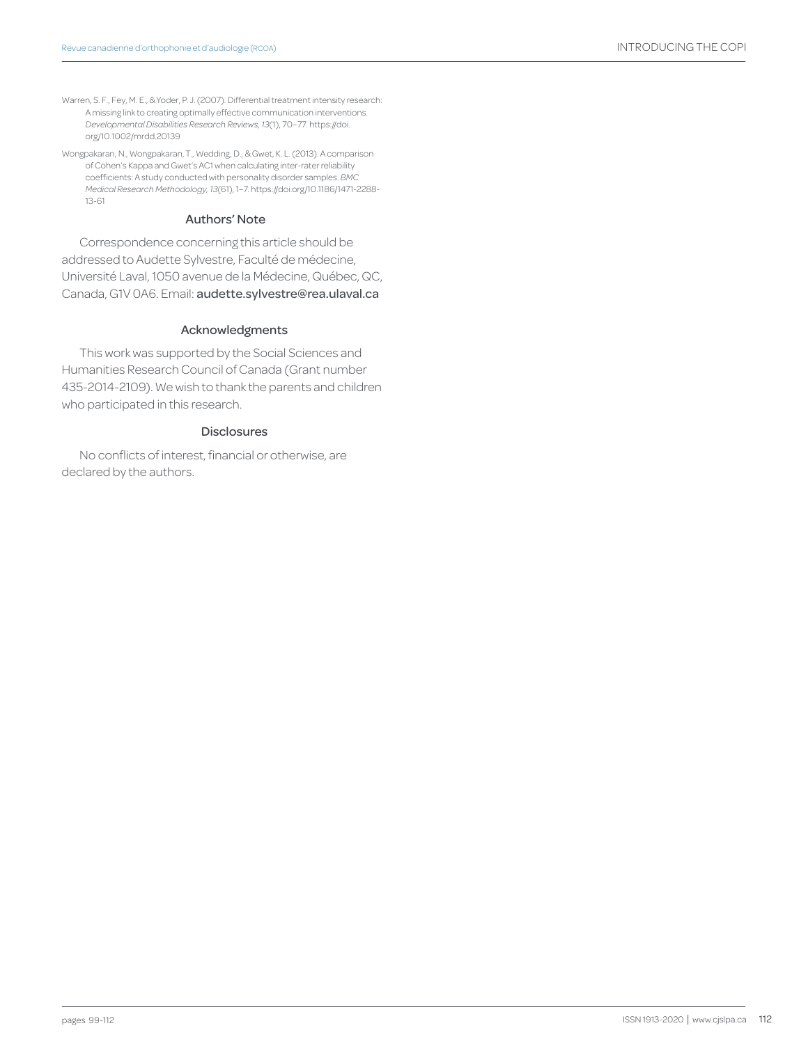Warren, S. F., Fey, M. E., & Yoder, P. J. (2007). Differential treatment intensity research: A missing link to creating optimally effective communication interventions. *Developmental Disabilities Research Reviews, 13*(1), 70–77. https://doi.org/10.1002/mrdd.20139

Wongpakaran, N., Wongpakaran, T., Wedding, D., & Gwet, K. L. (2013). A comparison of Cohen's Kappa and Gwet's AC1 when calculating inter-rater reliability coefficients: A study conducted with personality disorder samples. *BMC Medical Research Methodology, 13*(61), 1–7. https://doi.org/10.1186/1471-2288-13-61

## Authors' Note

Correspondence concerning this article should be addressed to Audette Sylvestre, Faculté de médecine, Université Laval, 1050 avenue de la Médecine, Québec, QC, Canada, G1V 0A6. Email: audette.sylvestre@rea.ulaval.ca

## Acknowledgments

This work was supported by the Social Sciences and Humanities Research Council of Canada (Grant number 435-2014-2109). We wish to thank the parents and children who participated in this research.

## Disclosures

No conflicts of interest, financial or otherwise, are declared by the authors.